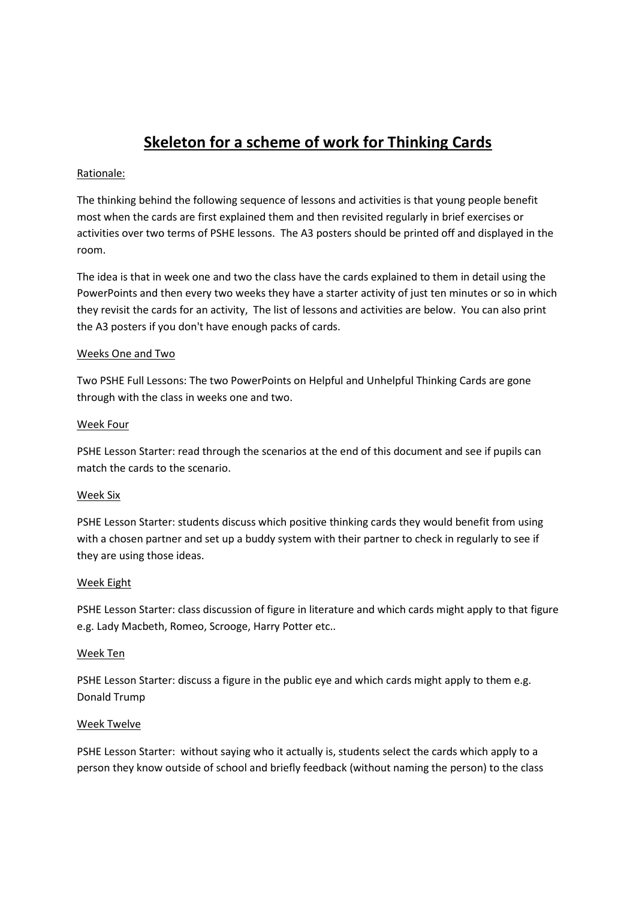# Skeleton for a scheme of work for Thinking Cards

Rationale:

The thinking behind the following sequence of lessons and activities is that young people benefit most when the cards are first explained them and then revisited regularly in brief exercises or activities over two terms of PSHE lessons. The A3 posters should be printed off and displayed in the room.

The idea is that in week one and two the class have the cards explained to them in detail using the PowerPoints and then every two weeks they have a starter activity of just ten minutes or so in which they revisit the cards for an activity, The list of lessons and activities are below. You can also print the A3 posters if you don't have enough packs of cards.

Weeks One and Two

Two PSHE Full Lessons: The two PowerPoints on Helpful and Unhelpful Thinking Cards are gone through with the class in weeks one and two.

Week Four

PSHE Lesson Starter: read through the scenarios at the end of this document and see if pupils can match the cards to the scenario.

Week Six

PSHE Lesson Starter: students discuss which positive thinking cards they would benefit from using with a chosen partner and set up a buddy system with their partner to check in regularly to see if they are using those ideas.

Week Eight

PSHE Lesson Starter: class discussion of figure in literature and which cards might apply to that figure e.g. Lady Macbeth, Romeo, Scrooge, Harry Potter etc..

Week Ten

PSHE Lesson Starter: discuss a figure in the public eye and which cards might apply to them e.g. Donald Trump

Week Twelve

PSHE Lesson Starter: without saying who it actually is, students select the cards which apply to a person they know outside of school and briefly feedback (without naming the person) to the class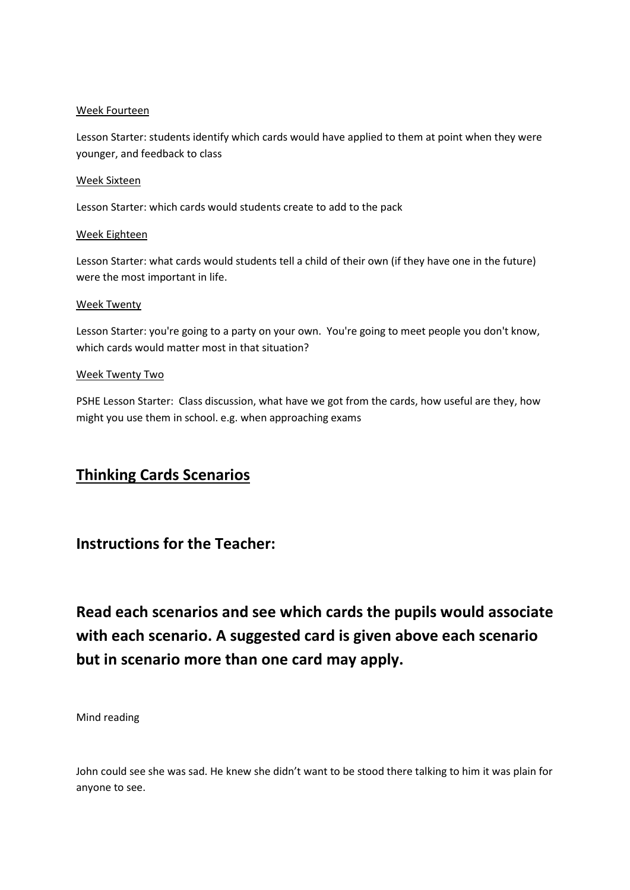Week Fourteen

Lesson Starter: students identify which cards would have applied to them at point when they were younger, and feedback to class

Week Sixteen

Lesson Starter: which cards would students create to add to the pack

Week Eighteen

Lesson Starter: what cards would students tell a child of their own (if they have one in the future) were the most important in life.

Week Twenty

Lesson Starter: you're going to a party on your own.  You're going to meet people you don't know, which cards would matter most in that situation?

Week Twenty Two

PSHE Lesson Starter:  Class discussion, what have we got from the cards, how useful are they, how might you use them in school. e.g. when approaching exams

## Thinking Cards Scenarios

## Instructions for the Teacher:

### Read each scenarios and see which cards the pupils would associate with each scenario. A suggested card is given above each scenario but in scenario more than one card may apply.

Mind reading

John could see she was sad. He knew she didn't want to be stood there talking to him it was plain for anyone to see.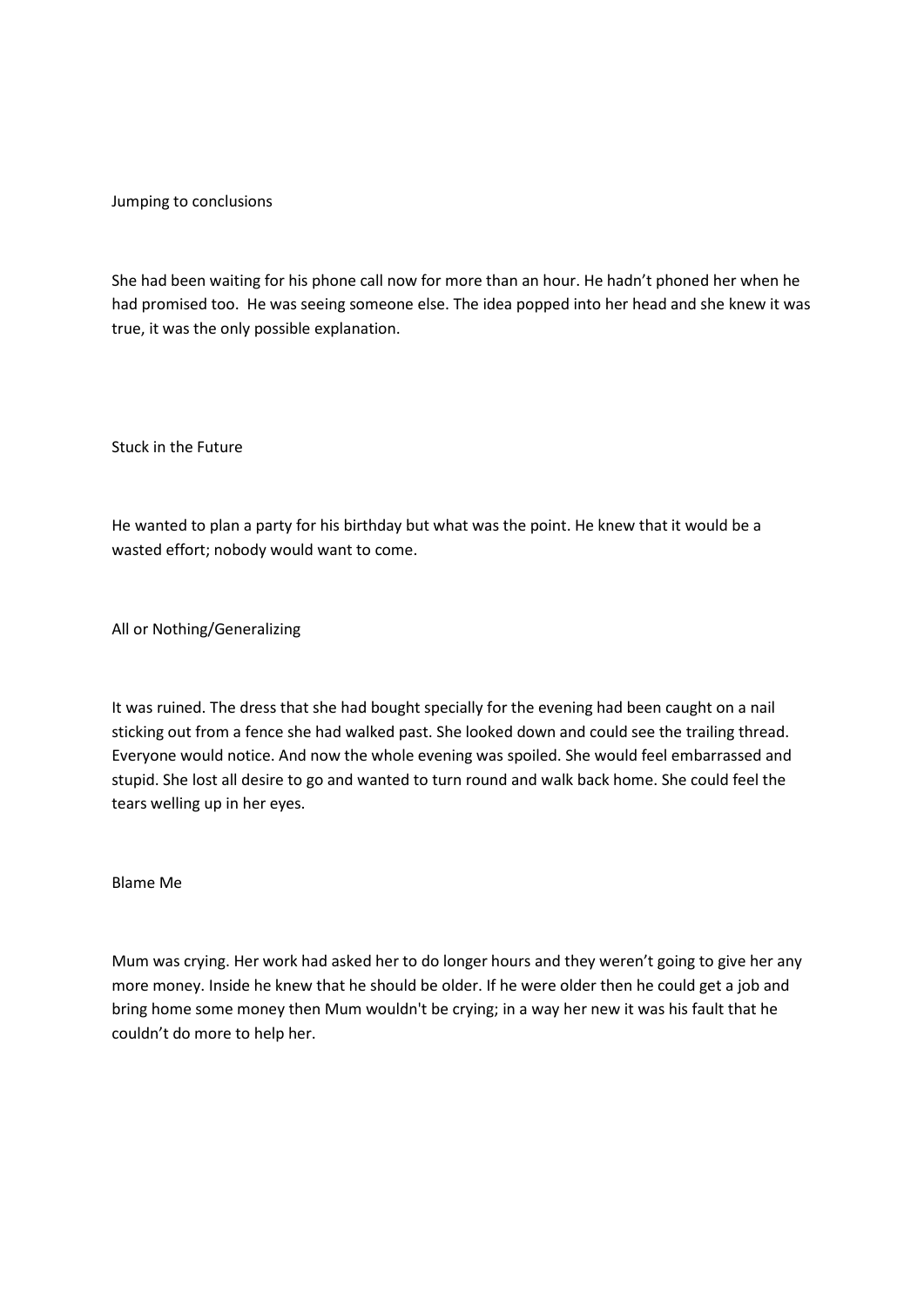Jumping to conclusions

She had been waiting for his phone call now for more than an hour. He hadn't phoned her when he had promised too. He was seeing someone else. The idea popped into her head and she knew it was true, it was the only possible explanation.

Stuck in the Future

He wanted to plan a party for his birthday but what was the point. He knew that it would be a wasted effort; nobody would want to come.

All or Nothing/Generalizing

It was ruined. The dress that she had bought specially for the evening had been caught on a nail sticking out from a fence she had walked past. She looked down and could see the trailing thread. Everyone would notice. And now the whole evening was spoiled. She would feel embarrassed and stupid. She lost all desire to go and wanted to turn round and walk back home. She could feel the tears welling up in her eyes.

Blame Me

Mum was crying. Her work had asked her to do longer hours and they weren't going to give her any more money. Inside he knew that he should be older. If he were older then he could get a job and bring home some money then Mum wouldn't be crying; in a way her new it was his fault that he couldn't do more to help her.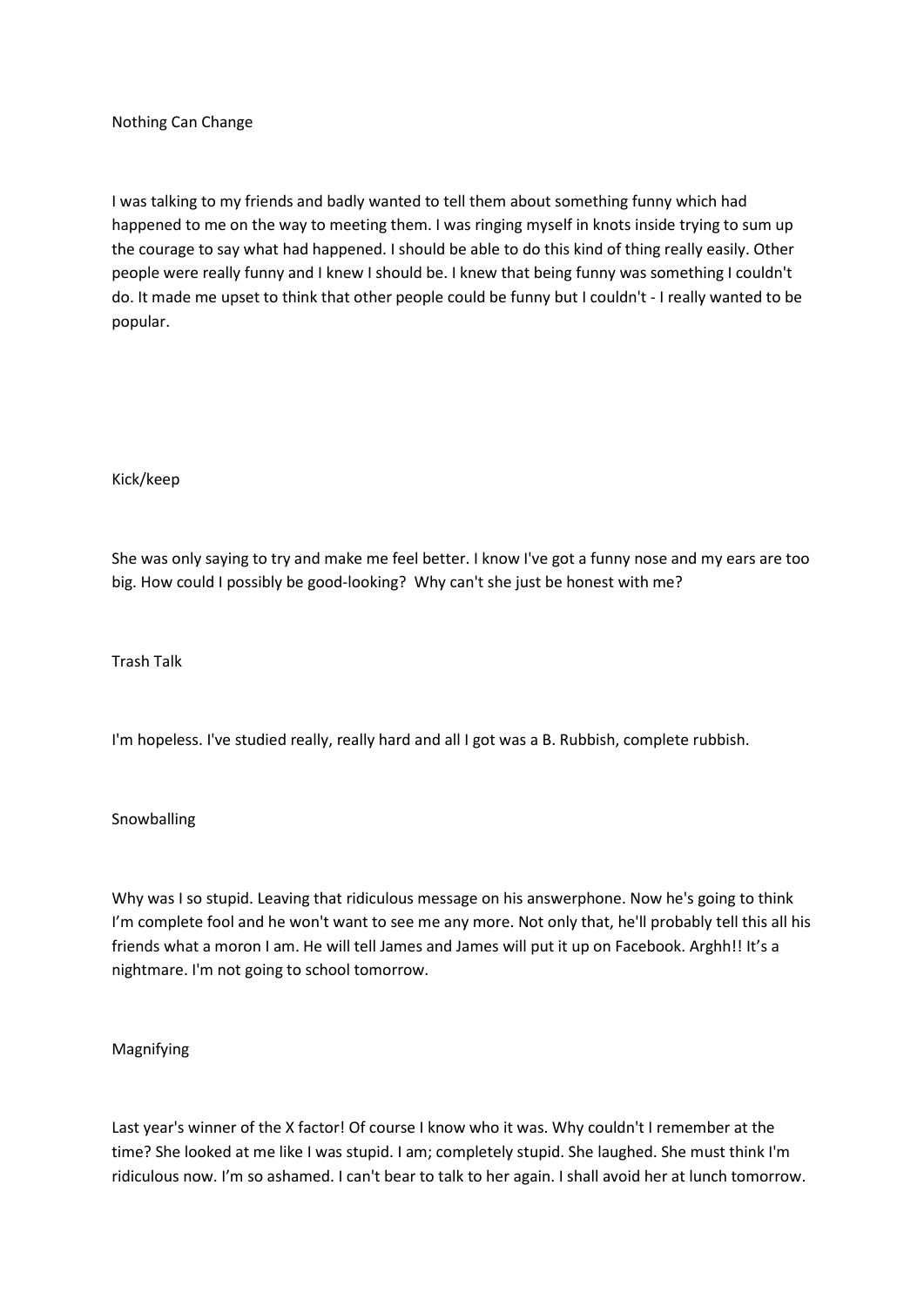Nothing Can Change

I was talking to my friends and badly wanted to tell them about something funny which had happened to me on the way to meeting them. I was ringing myself in knots inside trying to sum up the courage to say what had happened. I should be able to do this kind of thing really easily. Other people were really funny and I knew I should be. I knew that being funny was something I couldn't do. It made me upset to think that other people could be funny but I couldn't - I really wanted to be popular.

Kick/keep

She was only saying to try and make me feel better. I know I've got a funny nose and my ears are too big. How could I possibly be good-looking? Why can't she just be honest with me?

Trash Talk

I'm hopeless. I've studied really, really hard and all I got was a B. Rubbish, complete rubbish.

Snowballing

Why was I so stupid. Leaving that ridiculous message on his answerphone. Now he's going to think I'm complete fool and he won't want to see me any more. Not only that, he'll probably tell this all his friends what a moron I am. He will tell James and James will put it up on Facebook. Arghh!! It's a nightmare. I'm not going to school tomorrow.

Magnifying

Last year's winner of the X factor! Of course I know who it was. Why couldn't I remember at the time? She looked at me like I was stupid. I am; completely stupid. She laughed. She must think I'm ridiculous now. I'm so ashamed. I can't bear to talk to her again. I shall avoid her at lunch tomorrow.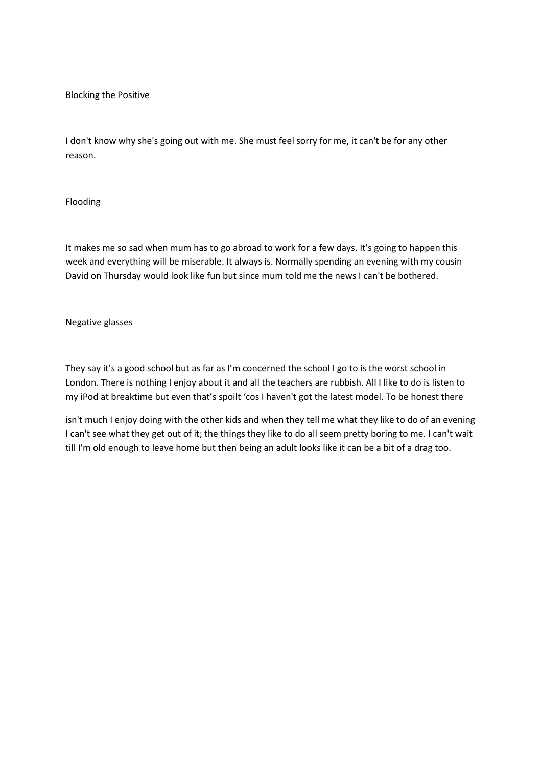## Blocking the Positive

I don't know why she's going out with me. She must feel sorry for me, it can't be for any other reason.

## Flooding

It makes me so sad when mum has to go abroad to work for a few days. It's going to happen this week and everything will be miserable. It always is. Normally spending an evening with my cousin David on Thursday would look like fun but since mum told me the news I can't be bothered.

## Negative glasses

They say it's a good school but as far as I'm concerned the school I go to is the worst school in London. There is nothing I enjoy about it and all the teachers are rubbish. All I like to do is listen to my iPod at breaktime but even that's spoilt 'cos I haven't got the latest model. To be honest there isn't much I enjoy doing with the other kids and when they tell me what they like to do of an evening I can't see what they get out of it; the things they like to do all seem pretty boring to me. I can't wait till I'm old enough to leave home but then being an adult looks like it can be a bit of a drag too.